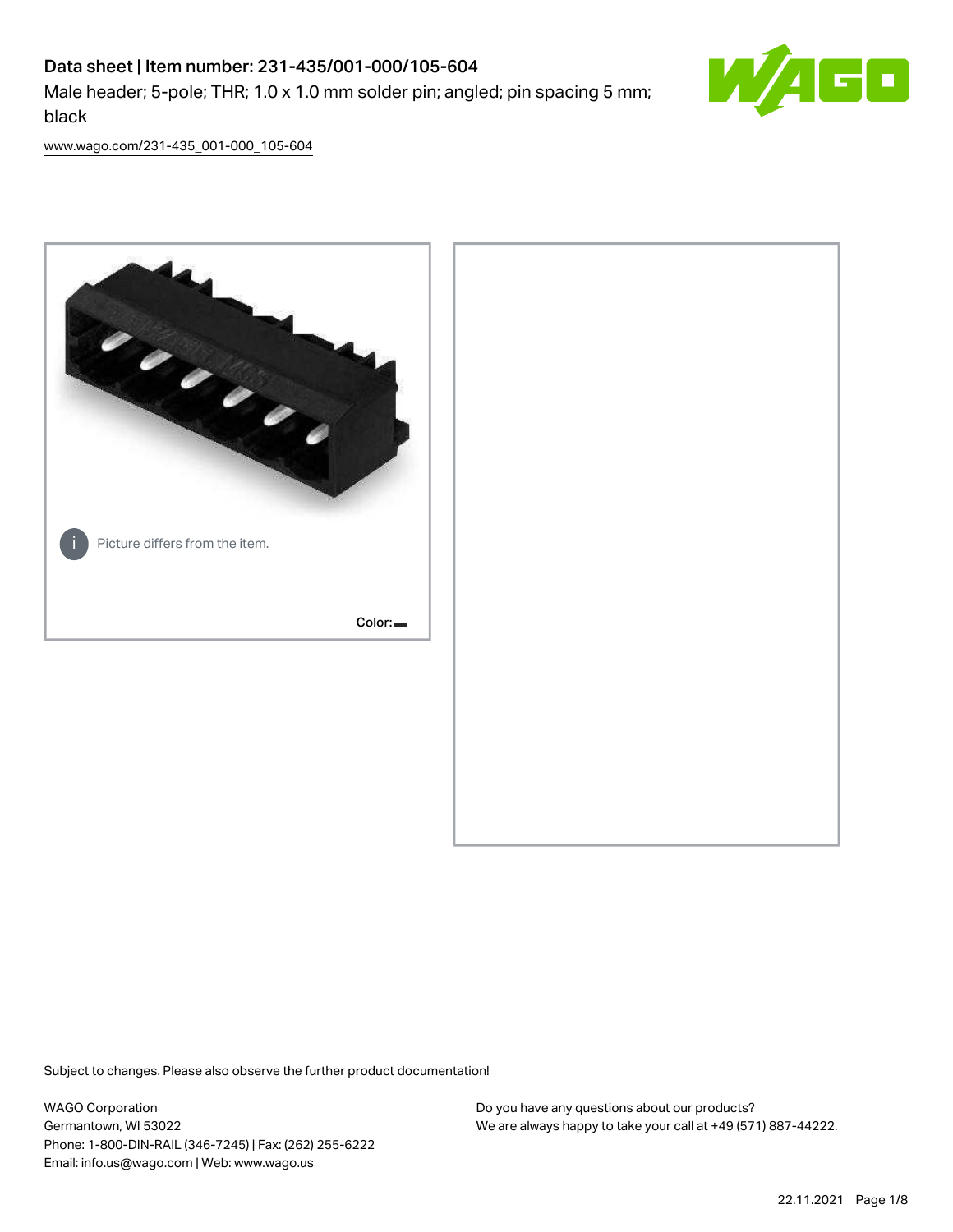# Data sheet | Item number: 231-435/001-000/105-604

Male header; 5-pole; THR; 1.0 x 1.0 mm solder pin; angled; pin spacing 5 mm; black

www.wago.com/231-435_001-000_105-604

Picture differs from the item.

Color:

Subject to changes. Please also observe the further product documentation!

WAGO Corporation
Germantown, WI 53022
Phone: 1-800-DIN-RAIL (346-7245) | Fax: (262) 255-6222
Email: info.us@wago.com | Web: www.wago.us

Do you have any questions about our products?
We are always happy to take your call at +49 (571) 887-44222.

22.11.2021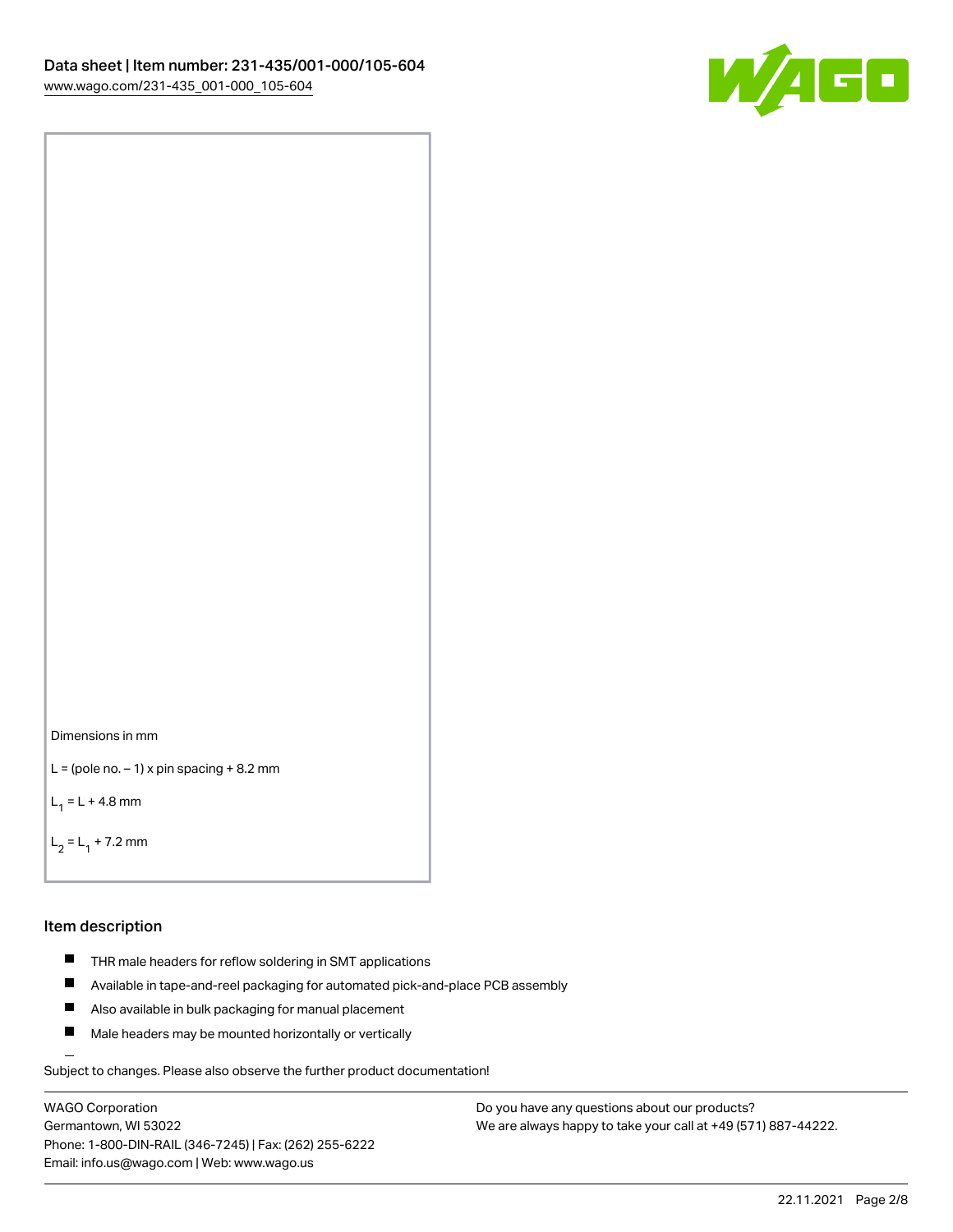Dimensions in mm

$L = (\text{pole no.} - 1) \times \text{pin spacing} + 8.2\ \text{mm}$

$L_1 = L + 4.8\ \text{mm}$

$L_2 = L_1 + 7.2\ \text{mm}$

## Item description

- THR male headers for reflow soldering in SMT applications
- Available in tape-and-reel packaging for automated pick-and-place PCB assembly
- Also available in bulk packaging for manual placement
- Male headers may be mounted horizontally or vertically

Subject to changes. Please also observe the further product documentation!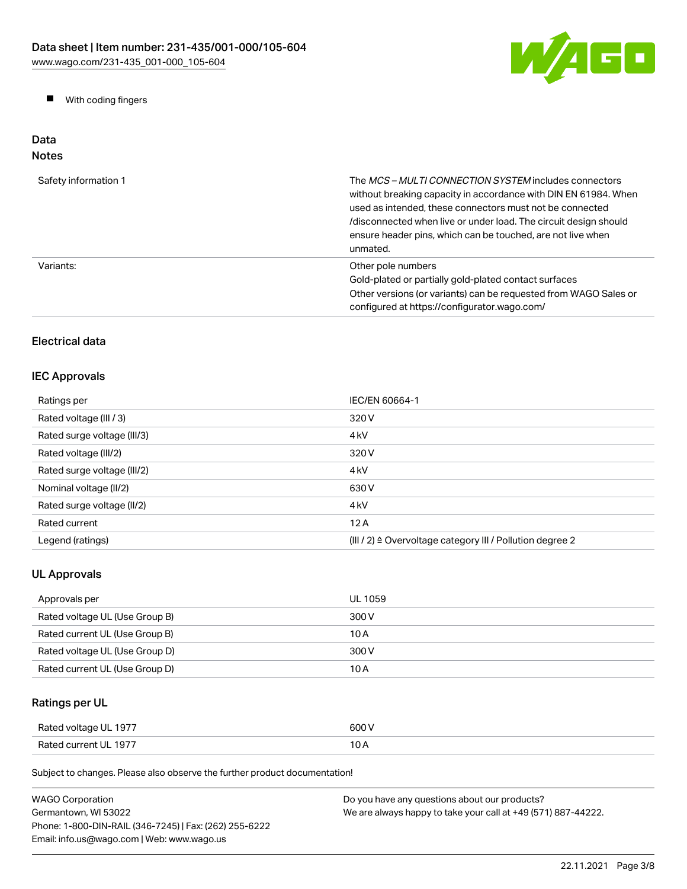- With coding fingers

## Data

### Notes

| | |
|---|---|
| Safety information 1 | The *MCS – MULTI CONNECTION SYSTEM* includes connectors without breaking capacity in accordance with DIN EN 61984. When used as intended, these connectors must not be connected /disconnected when live or under load. The circuit design should ensure header pins, which can be touched, are not live when unmated. |
| Variants: | Other pole numbers<br>Gold-plated or partially gold-plated contact surfaces<br>Other versions (or variants) can be requested from WAGO Sales or configured at https://configurator.wago.com/ |

### Electrical data

### IEC Approvals

| | |
|---|---|
| Ratings per | IEC/EN 60664-1 |
| Rated voltage (III / 3) | 320 V |
| Rated surge voltage (III/3) | 4 kV |
| Rated voltage (III/2) | 320 V |
| Rated surge voltage (III/2) | 4 kV |
| Nominal voltage (II/2) | 630 V |
| Rated surge voltage (II/2) | 4 kV |
| Rated current | 12 A |
| Legend (ratings) | (III / 2) ≙ Overvoltage category III / Pollution degree 2 |

### UL Approvals

| | |
|---|---|
| Approvals per | UL 1059 |
| Rated voltage UL (Use Group B) | 300 V |
| Rated current UL (Use Group B) | 10 A |
| Rated voltage UL (Use Group D) | 300 V |
| Rated current UL (Use Group D) | 10 A |

### Ratings per UL

| | |
|---|---|
| Rated voltage UL 1977 | 600 V |
| Rated current UL 1977 | 10 A |

Subject to changes. Please also observe the further product documentation!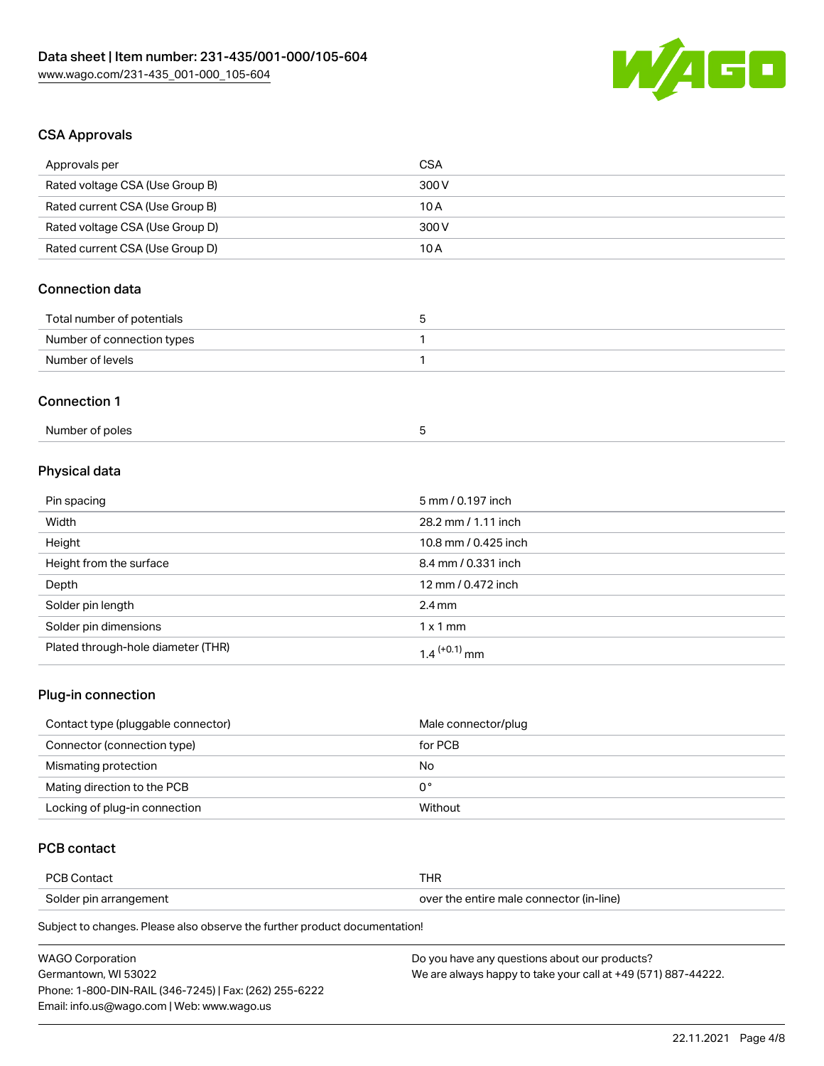## CSA Approvals

| Approvals per | CSA |
| --- | --- |
| Rated voltage CSA (Use Group B) | 300 V |
| Rated current CSA (Use Group B) | 10 A |
| Rated voltage CSA (Use Group D) | 300 V |
| Rated current CSA (Use Group D) | 10 A |

## Connection data

| Total number of potentials | 5 |
| --- | --- |
| Number of connection types | 1 |
| Number of levels | 1 |

## Connection 1

| Number of poles | 5 |
| --- | --- |

## Physical data

| Pin spacing | 5 mm / 0.197 inch |
| --- | --- |
| Width | 28.2 mm / 1.11 inch |
| Height | 10.8 mm / 0.425 inch |
| Height from the surface | 8.4 mm / 0.331 inch |
| Depth | 12 mm / 0.472 inch |
| Solder pin length | 2.4 mm |
| Solder pin dimensions | 1 x 1 mm |
| Plated through-hole diameter (THR) | $1.4^{(+0.1)}$ mm |

## Plug-in connection

| Contact type (pluggable connector) | Male connector/plug |
| --- | --- |
| Connector (connection type) | for PCB |
| Mismating protection | No |
| Mating direction to the PCB | 0 ° |
| Locking of plug-in connection | Without |

## PCB contact

| PCB Contact | THR |
| --- | --- |
| Solder pin arrangement | over the entire male connector (in-line) |

Subject to changes. Please also observe the further product documentation!

WAGO Corporation
Germantown, WI 53022
Phone: 1-800-DIN-RAIL (346-7245) | Fax: (262) 255-6222
Email: info.us@wago.com | Web: www.wago.us

Do you have any questions about our products?
We are always happy to take your call at +49 (571) 887-44222.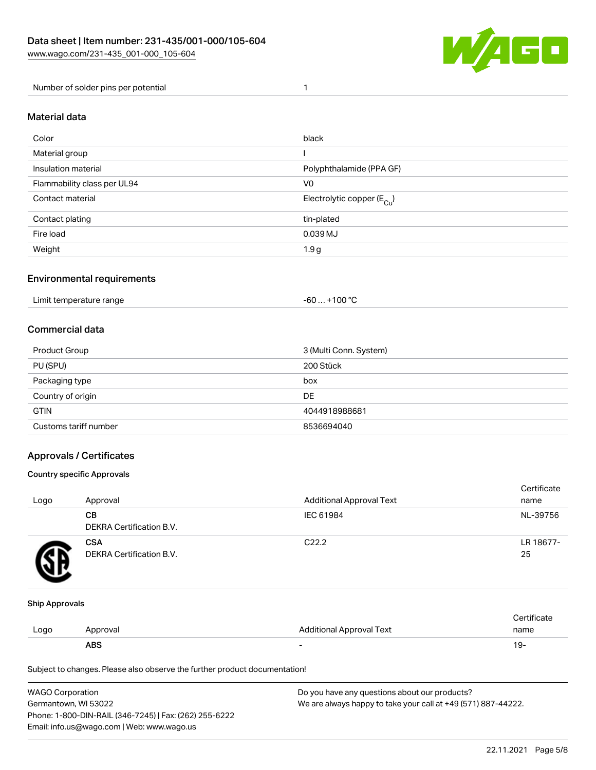| Number of solder pins per potential | 1 |
| --- | --- |

## Material data

| Color | black |
| --- | --- |
| Material group | I |
| Insulation material | Polyphthalamide (PPA GF) |
| Flammability class per UL94 | V0 |
| Contact material | Electrolytic copper ($E_{Cu}$) |
| Contact plating | tin-plated |
| Fire load | 0.039 MJ |
| Weight | 1.9 g |

## Environmental requirements

| Limit temperature range | -60 … +100 °C |
| --- | --- |

## Commercial data

| Product Group | 3 (Multi Conn. System) |
| --- | --- |
| PU (SPU) | 200 Stück |
| Packaging type | box |
| Country of origin | DE |
| GTIN | 4044918988681 |
| Customs tariff number | 8536694040 |

## Approvals / Certificates

### Country specific Approvals

| Logo | Approval | Additional Approval Text | Certificate name |
| --- | --- | --- | --- |
| | **CB** DEKRA Certification B.V. | IEC 61984 | NL-39756 |
| | **CSA** DEKRA Certification B.V. | C22.2 | LR 18677-25 |

### Ship Approvals

| Logo | Approval | Additional Approval Text | Certificate name |
| --- | --- | --- | --- |
| | **ABS** | - | 19- |

Subject to changes. Please also observe the further product documentation!

WAGO Corporation
Germantown, WI 53022
Phone: 1-800-DIN-RAIL (346-7245) | Fax: (262) 255-6222
Email: info.us@wago.com | Web: www.wago.us

Do you have any questions about our products?
We are always happy to take your call at +49 (571) 887-44222.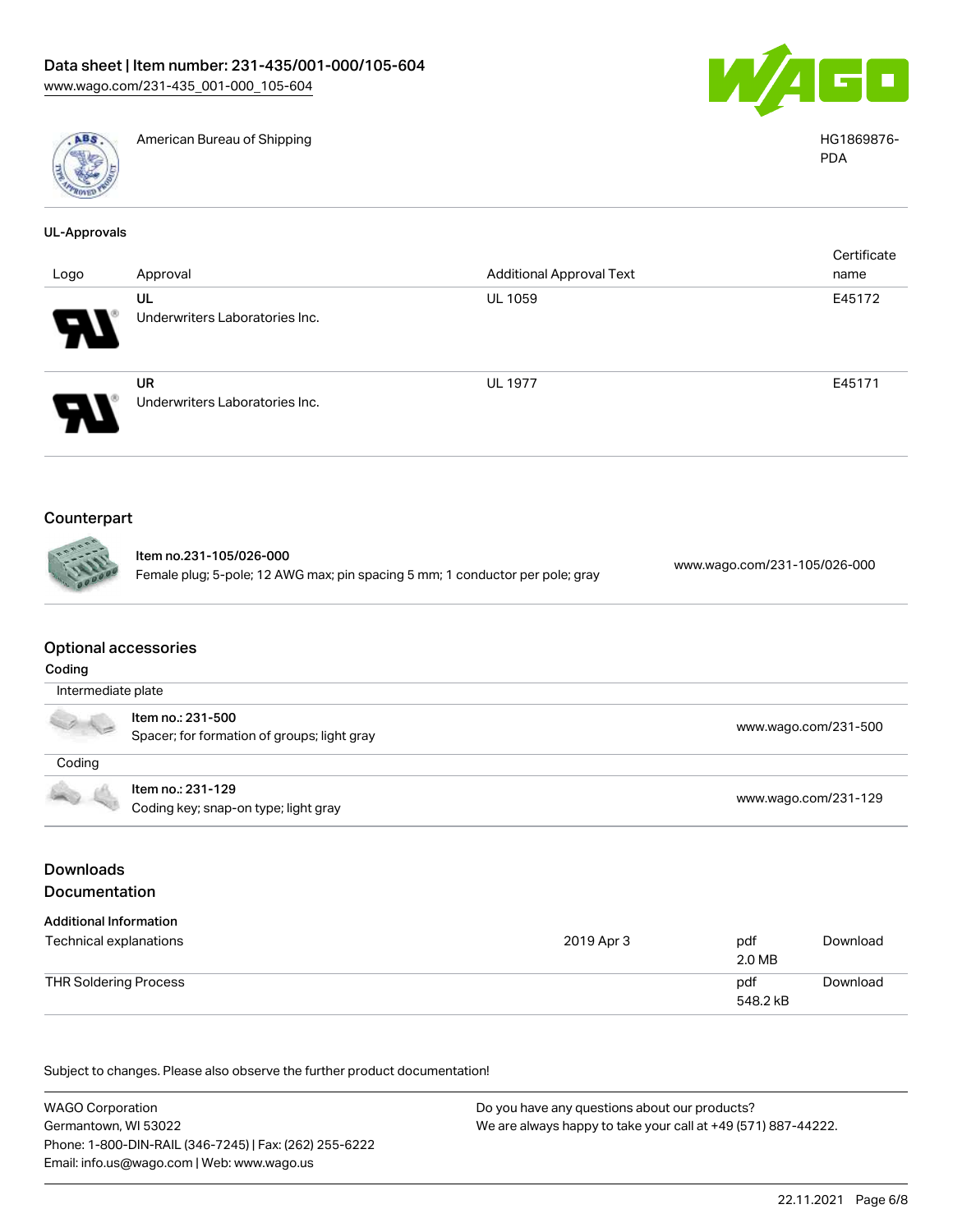| | American Bureau of Shipping | HG1869876-PDA |
|---|---|---|

### UL-Approvals

| Logo | Approval | Additional Approval Text | Certificate name |
|---|---|---|---|
| | UL<br>Underwriters Laboratories Inc. | UL 1059 | E45172 |
| | UR<br>Underwriters Laboratories Inc. | UL 1977 | E45171 |

## Counterpart

| Item | Link |
|---|---|
| Item no.231-105/026-000<br>Female plug; 5-pole; 12 AWG max; pin spacing 5 mm; 1 conductor per pole; gray | www.wago.com/231-105/026-000 |

## Optional accessories

### Coding

| Intermediate plate | |
|---|---|
| Item no.: 231-500<br>Spacer; for formation of groups; light gray | www.wago.com/231-500 |

| Coding | |
|---|---|
| Item no.: 231-129<br>Coding key; snap-on type; light gray | www.wago.com/231-129 |

## Downloads

## Documentation

### Additional Information

| | | | |
|---|---|---|---|
| Technical explanations | 2019 Apr 3 | pdf<br>2.0 MB | Download |
| THR Soldering Process | | pdf<br>548.2 kB | Download |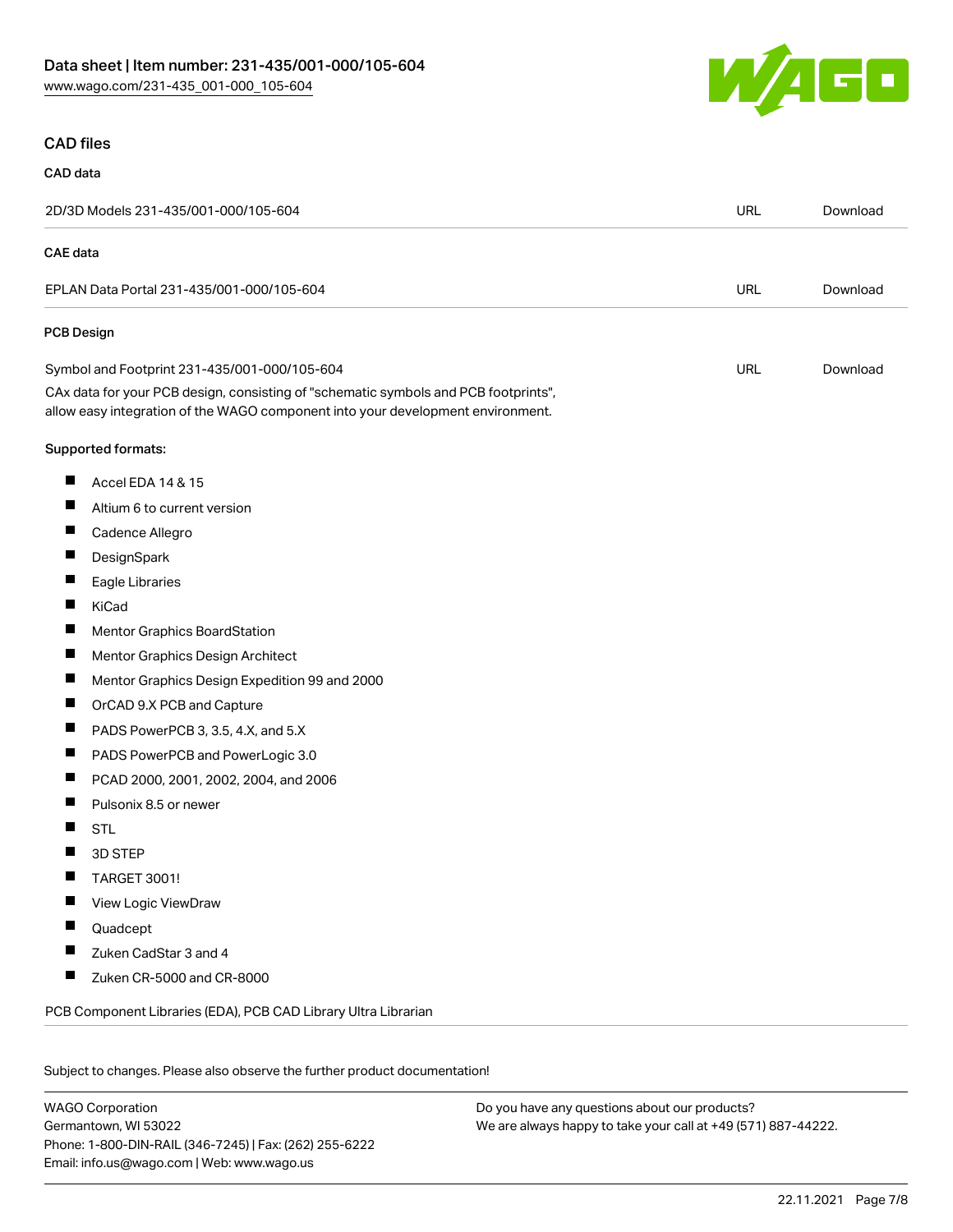## CAD files

### CAD data

| 2D/3D Models 231-435/001-000/105-604 | URL | Download |
|---|---|---|

### CAE data

| EPLAN Data Portal 231-435/001-000/105-604 | URL | Download |
|---|---|---|

### PCB Design

| Symbol and Footprint 231-435/001-000/105-604 | URL | Download |
|---|---|---|

CAx data for your PCB design, consisting of "schematic symbols and PCB footprints", allow easy integration of the WAGO component into your development environment.

Supported formats:

- Accel EDA 14 & 15
- Altium 6 to current version
- Cadence Allegro
- DesignSpark
- Eagle Libraries
- KiCad
- Mentor Graphics BoardStation
- Mentor Graphics Design Architect
- Mentor Graphics Design Expedition 99 and 2000
- OrCAD 9.X PCB and Capture
- PADS PowerPCB 3, 3.5, 4.X, and 5.X
- PADS PowerPCB and PowerLogic 3.0
- PCAD 2000, 2001, 2002, 2004, and 2006
- Pulsonix 8.5 or newer
- STL
- 3D STEP
- TARGET 3001!
- View Logic ViewDraw
- Quadcept
- Zuken CadStar 3 and 4
- Zuken CR-5000 and CR-8000

PCB Component Libraries (EDA), PCB CAD Library Ultra Librarian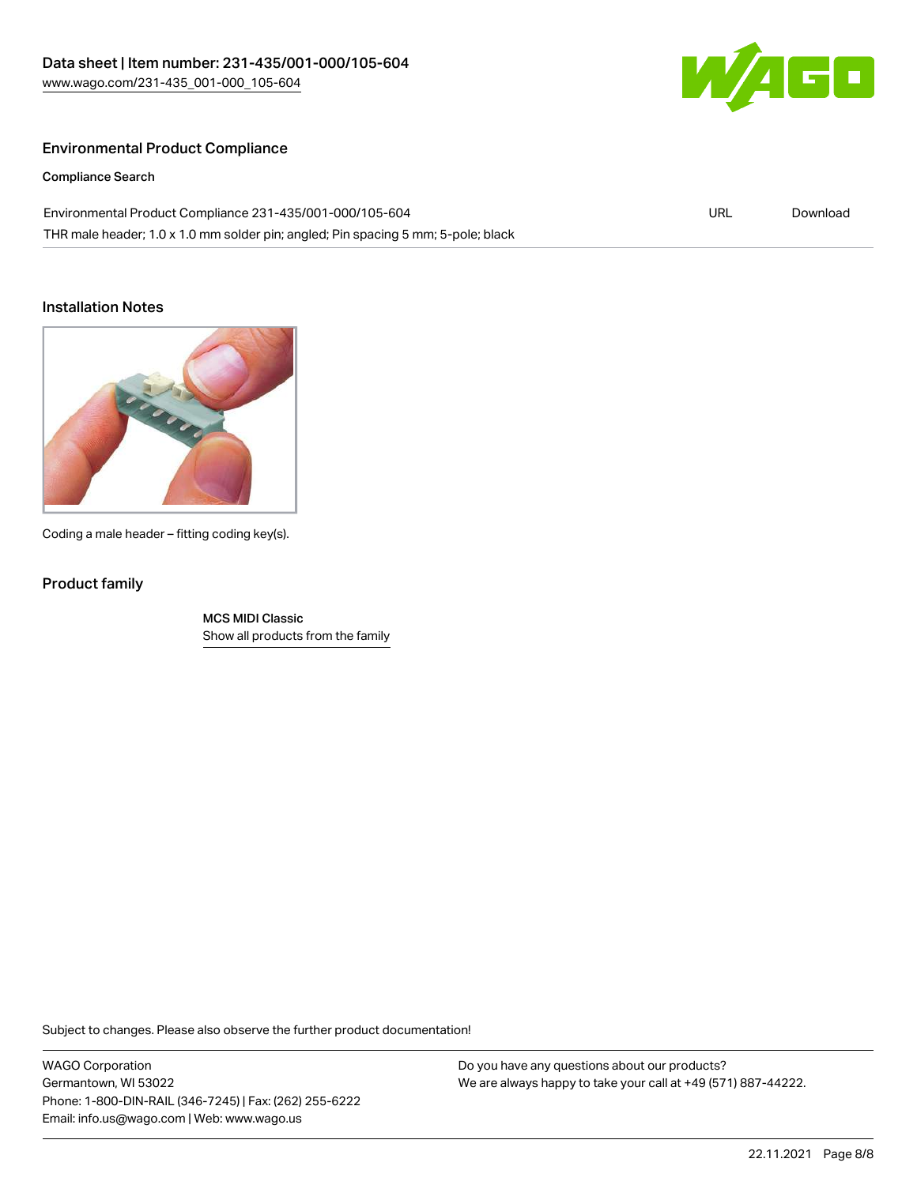## Environmental Product Compliance

### Compliance Search

| | | |
|---|---|---|
| Environmental Product Compliance 231-435/001-000/105-604<br>THR male header; 1.0 x 1.0 mm solder pin; angled; Pin spacing 5 mm; 5-pole; black | URL | Download |

## Installation Notes

Coding a male header – fitting coding key(s).

## Product family

MCS MIDI Classic
Show all products from the family

Subject to changes. Please also observe the further product documentation!

WAGO Corporation
Germantown, WI 53022
Phone: 1-800-DIN-RAIL (346-7245) | Fax: (262) 255-6222
Email: info.us@wago.com | Web: www.wago.us

Do you have any questions about our products?
We are always happy to take your call at +49 (571) 887-44222.

22.11.2021